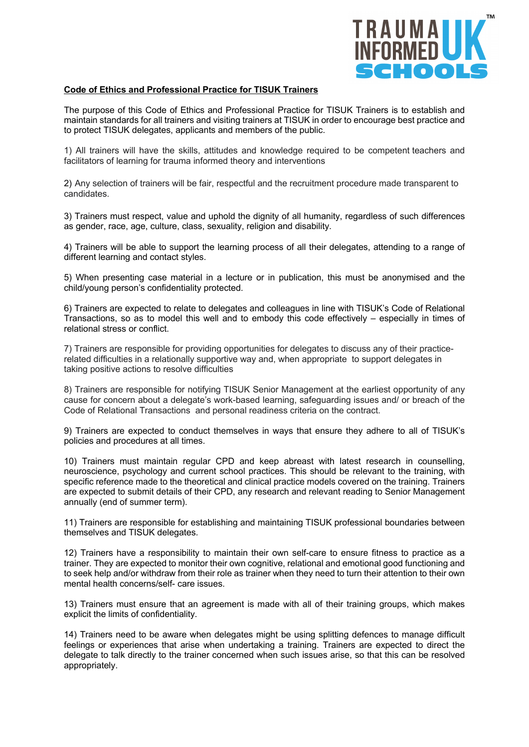**Code of Ethics and Professional Practice for TISUK Trainers**

The purpose of this Code of Ethics and Professional Practice for TISUK Trainers is to establish and maintain standards for all trainers and visiting trainers at TISUK in order to encourage best practice and to protect TISUK delegates, applicants and members of the public.

1) All trainers will have the skills, attitudes and knowledge required to be competent teachers and facilitators of learning for trauma informed theory and interventions

2) Any selection of trainers will be fair, respectful and the recruitment procedure made transparent to candidates.

3) Trainers must respect, value and uphold the dignity of all humanity, regardless of such differences as gender, race, age, culture, class, sexuality, religion and disability.

4) Trainers will be able to support the learning process of all their delegates, attending to a range of different learning and contact styles.

5) When presenting case material in a lecture or in publication, this must be anonymised and the child/young person's confidentiality protected.

6) Trainers are expected to relate to delegates and colleagues in line with TISUK's Code of Relational Transactions, so as to model this well and to embody this code effectively – especially in times of relational stress or conflict.

7) Trainers are responsible for providing opportunities for delegates to discuss any of their practice-related difficulties in a relationally supportive way and, when appropriate to support delegates in taking positive actions to resolve difficulties

8) Trainers are responsible for notifying TISUK Senior Management at the earliest opportunity of any cause for concern about a delegate's work-based learning, safeguarding issues and/ or breach of the Code of Relational Transactions and personal readiness criteria on the contract.

9) Trainers are expected to conduct themselves in ways that ensure they adhere to all of TISUK's policies and procedures at all times.

10) Trainers must maintain regular CPD and keep abreast with latest research in counselling, neuroscience, psychology and current school practices. This should be relevant to the training, with specific reference made to the theoretical and clinical practice models covered on the training. Trainers are expected to submit details of their CPD, any research and relevant reading to Senior Management annually (end of summer term).

11) Trainers are responsible for establishing and maintaining TISUK professional boundaries between themselves and TISUK delegates.

12) Trainers have a responsibility to maintain their own self-care to ensure fitness to practice as a trainer. They are expected to monitor their own cognitive, relational and emotional good functioning and to seek help and/or withdraw from their role as trainer when they need to turn their attention to their own mental health concerns/self- care issues.

13) Trainers must ensure that an agreement is made with all of their training groups, which makes explicit the limits of confidentiality.

14) Trainers need to be aware when delegates might be using splitting defences to manage difficult feelings or experiences that arise when undertaking a training. Trainers are expected to direct the delegate to talk directly to the trainer concerned when such issues arise, so that this can be resolved appropriately.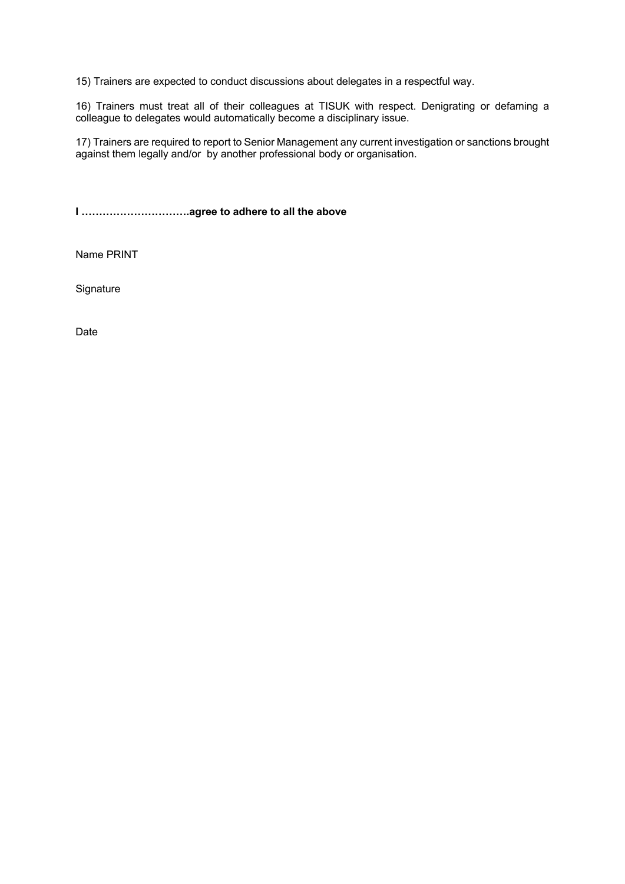15) Trainers are expected to conduct discussions about delegates in a respectful way.

16) Trainers must treat all of their colleagues at TISUK with respect. Denigrating or defaming a colleague to delegates would automatically become a disciplinary issue.

17) Trainers are required to report to Senior Management any current investigation or sanctions brought against them legally and/or by another professional body or organisation.

**I …………………………agree to adhere to all the above**

Name PRINT

Signature

Date